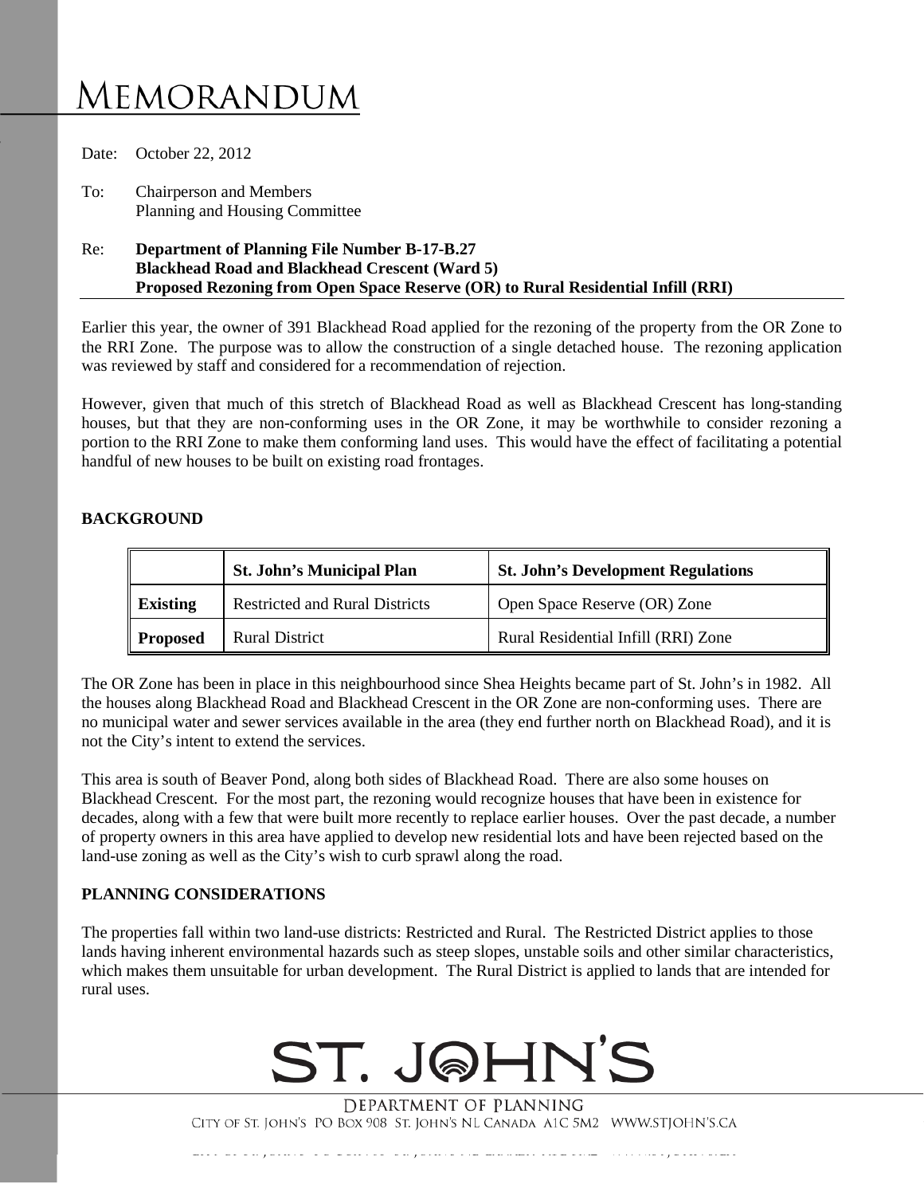# Memorandum

Date: October 22, 2012

To: Chairperson and Members
Planning and Housing Committee

Re: **Department of Planning File Number B-17-B.27**
**Blackhead Road and Blackhead Crescent (Ward 5)**
**Proposed Rezoning from Open Space Reserve (OR) to Rural Residential Infill (RRI)**

Earlier this year, the owner of 391 Blackhead Road applied for the rezoning of the property from the OR Zone to the RRI Zone. The purpose was to allow the construction of a single detached house. The rezoning application was reviewed by staff and considered for a recommendation of rejection.

However, given that much of this stretch of Blackhead Road as well as Blackhead Crescent has long-standing houses, but that they are non-conforming uses in the OR Zone, it may be worthwhile to consider rezoning a portion to the RRI Zone to make them conforming land uses. This would have the effect of facilitating a potential handful of new houses to be built on existing road frontages.

## BACKGROUND

| | St. John's Municipal Plan | St. John's Development Regulations |
|---|---|---|
| **Existing** | Restricted and Rural Districts | Open Space Reserve (OR) Zone |
| **Proposed** | Rural District | Rural Residential Infill (RRI) Zone |

The OR Zone has been in place in this neighbourhood since Shea Heights became part of St. John's in 1982. All the houses along Blackhead Road and Blackhead Crescent in the OR Zone are non-conforming uses. There are no municipal water and sewer services available in the area (they end further north on Blackhead Road), and it is not the City's intent to extend the services.

This area is south of Beaver Pond, along both sides of Blackhead Road. There are also some houses on Blackhead Crescent. For the most part, the rezoning would recognize houses that have been in existence for decades, along with a few that were built more recently to replace earlier houses. Over the past decade, a number of property owners in this area have applied to develop new residential lots and have been rejected based on the land-use zoning as well as the City's wish to curb sprawl along the road.

## PLANNING CONSIDERATIONS

The properties fall within two land-use districts: Restricted and Rural. The Restricted District applies to those lands having inherent environmental hazards such as steep slopes, unstable soils and other similar characteristics, which makes them unsuitable for urban development. The Rural District is applied to lands that are intended for rural uses.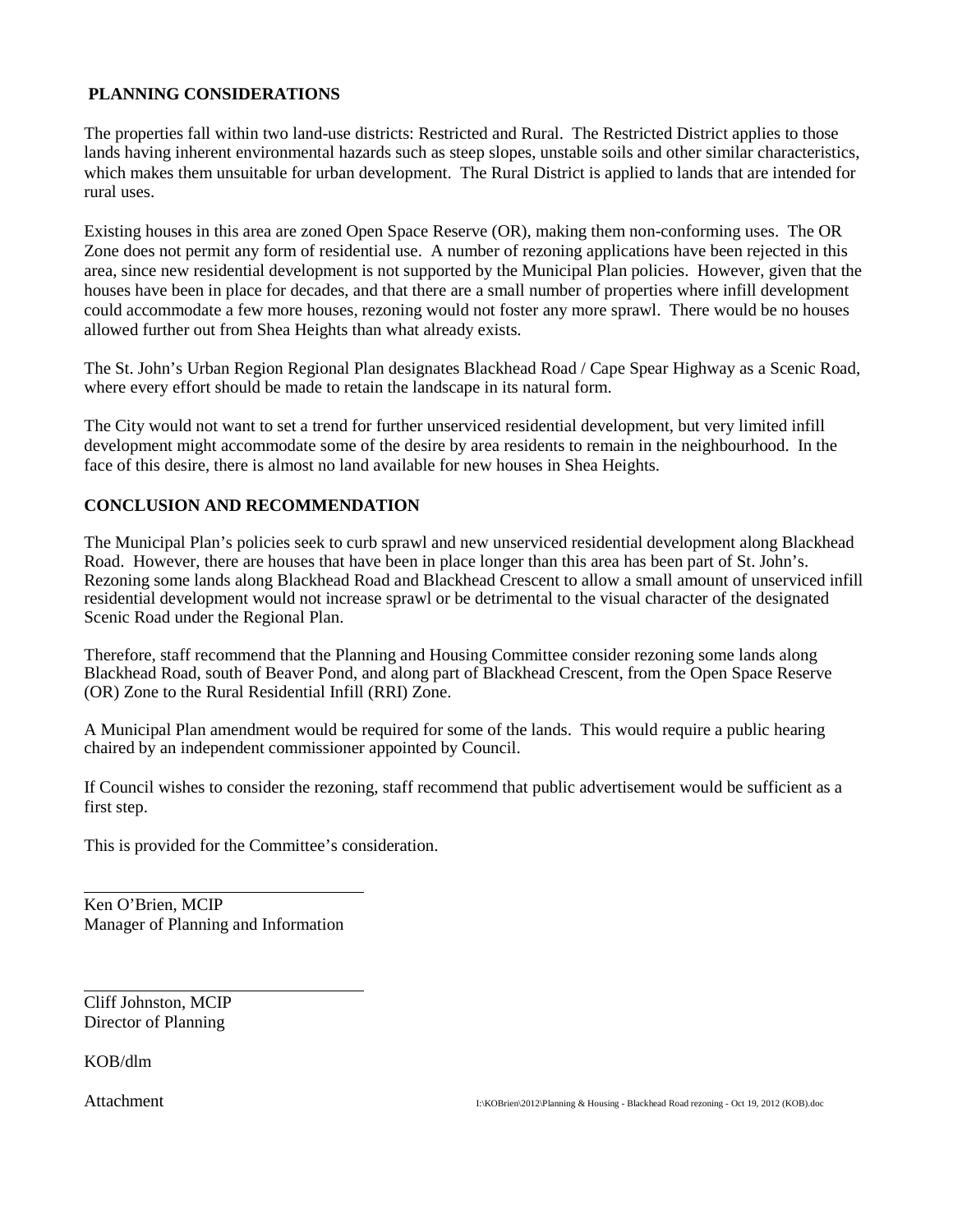**PLANNING CONSIDERATIONS**

The properties fall within two land-use districts: Restricted and Rural. The Restricted District applies to those lands having inherent environmental hazards such as steep slopes, unstable soils and other similar characteristics, which makes them unsuitable for urban development. The Rural District is applied to lands that are intended for rural uses.

Existing houses in this area are zoned Open Space Reserve (OR), making them non-conforming uses. The OR Zone does not permit any form of residential use. A number of rezoning applications have been rejected in this area, since new residential development is not supported by the Municipal Plan policies. However, given that the houses have been in place for decades, and that there are a small number of properties where infill development could accommodate a few more houses, rezoning would not foster any more sprawl. There would be no houses allowed further out from Shea Heights than what already exists.

The St. John's Urban Region Regional Plan designates Blackhead Road / Cape Spear Highway as a Scenic Road, where every effort should be made to retain the landscape in its natural form.

The City would not want to set a trend for further unserviced residential development, but very limited infill development might accommodate some of the desire by area residents to remain in the neighbourhood. In the face of this desire, there is almost no land available for new houses in Shea Heights.

**CONCLUSION AND RECOMMENDATION**

The Municipal Plan's policies seek to curb sprawl and new unserviced residential development along Blackhead Road. However, there are houses that have been in place longer than this area has been part of St. John's. Rezoning some lands along Blackhead Road and Blackhead Crescent to allow a small amount of unserviced infill residential development would not increase sprawl or be detrimental to the visual character of the designated Scenic Road under the Regional Plan.

Therefore, staff recommend that the Planning and Housing Committee consider rezoning some lands along Blackhead Road, south of Beaver Pond, and along part of Blackhead Crescent, from the Open Space Reserve (OR) Zone to the Rural Residential Infill (RRI) Zone.

A Municipal Plan amendment would be required for some of the lands. This would require a public hearing chaired by an independent commissioner appointed by Council.

If Council wishes to consider the rezoning, staff recommend that public advertisement would be sufficient as a first step.

This is provided for the Committee's consideration.

Ken O'Brien, MCIP
Manager of Planning and Information

Cliff Johnston, MCIP
Director of Planning

KOB/dlm

Attachment

I:\KOBrien\2012\Planning & Housing - Blackhead Road rezoning - Oct 19, 2012 (KOB).doc